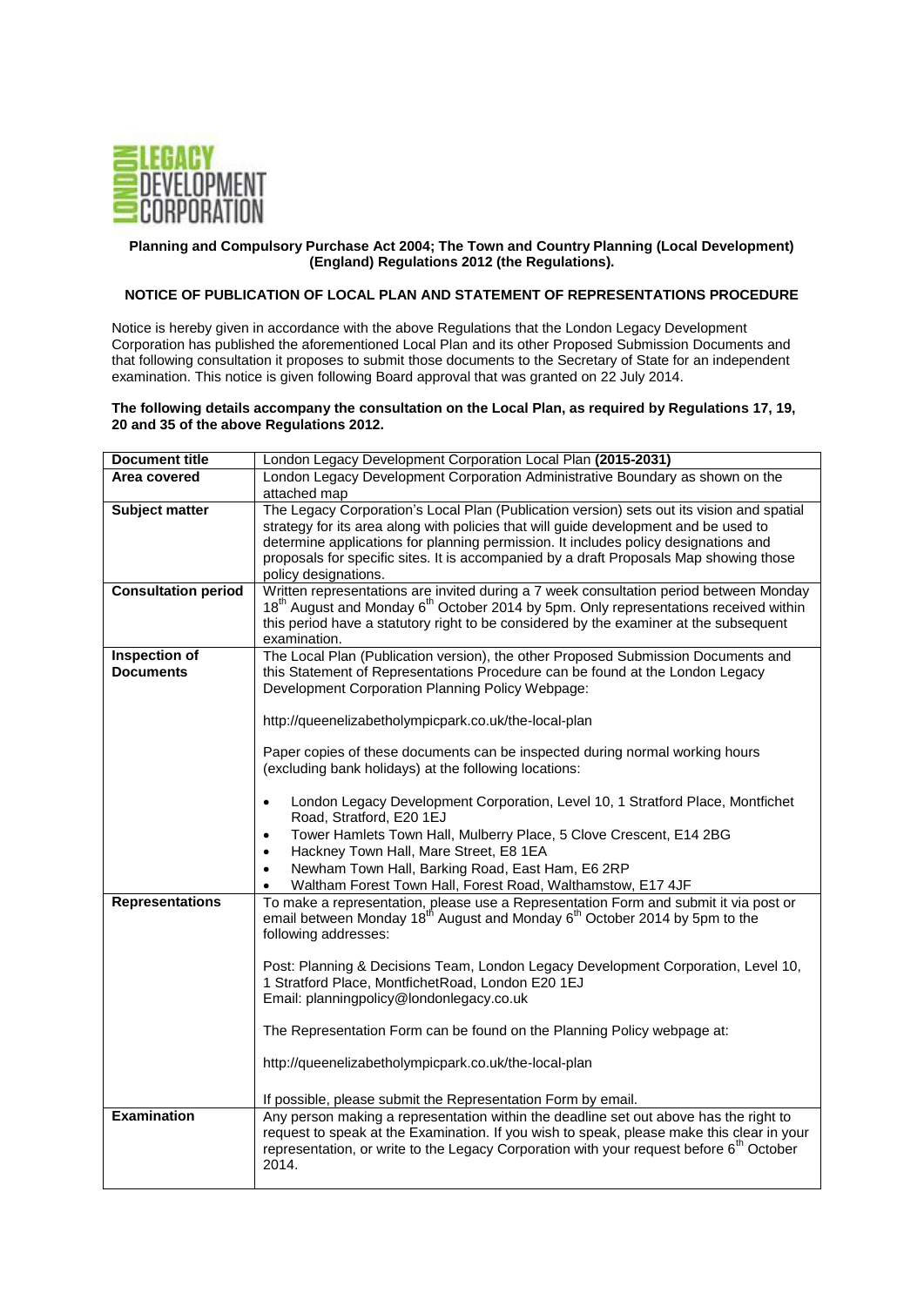**LONDON LEGACY DEVELOPMENT CORPORATION**

**Planning and Compulsory Purchase Act 2004; The Town and Country Planning (Local Development) (England) Regulations 2012 (the Regulations).**

**NOTICE OF PUBLICATION OF LOCAL PLAN AND STATEMENT OF REPRESENTATIONS PROCEDURE**

Notice is hereby given in accordance with the above Regulations that the London Legacy Development Corporation has published the aforementioned Local Plan and its other Proposed Submission Documents and that following consultation it proposes to submit those documents to the Secretary of State for an independent examination. This notice is given following Board approval that was granted on 22 July 2014.

**The following details accompany the consultation on the Local Plan, as required by Regulations 17, 19, 20 and 35 of the above Regulations 2012.**

| **Document title** | London Legacy Development Corporation Local Plan **(2015-2031)** |
|---|---|
| **Area covered** | London Legacy Development Corporation Administrative Boundary as shown on the attached map |
| **Subject matter** | The Legacy Corporation's Local Plan (Publication version) sets out its vision and spatial strategy for its area along with policies that will guide development and be used to determine applications for planning permission. It includes policy designations and proposals for specific sites. It is accompanied by a draft Proposals Map showing those policy designations. |
| **Consultation period** | Written representations are invited during a 7 week consultation period between Monday 18th August and Monday 6th October 2014 by 5pm. Only representations received within this period have a statutory right to be considered by the examiner at the subsequent examination. |
| **Inspection of Documents** | The Local Plan (Publication version), the other Proposed Submission Documents and this Statement of Representations Procedure can be found at the London Legacy Development Corporation Planning Policy Webpage:<br><br>http://queenelizabetholympicpark.co.uk/the-local-plan<br><br>Paper copies of these documents can be inspected during normal working hours (excluding bank holidays) at the following locations:<br><br>• London Legacy Development Corporation, Level 10, 1 Stratford Place, Montfichet Road, Stratford, E20 1EJ<br>• Tower Hamlets Town Hall, Mulberry Place, 5 Clove Crescent, E14 2BG<br>• Hackney Town Hall, Mare Street, E8 1EA<br>• Newham Town Hall, Barking Road, East Ham, E6 2RP<br>• Waltham Forest Town Hall, Forest Road, Walthamstow, E17 4JF |
| **Representations** | To make a representation, please use a Representation Form and submit it via post or email between Monday 18th August and Monday 6th October 2014 by 5pm to the following addresses:<br><br>Post: Planning & Decisions Team, London Legacy Development Corporation, Level 10, 1 Stratford Place, MontfichetRoad, London E20 1EJ<br>Email: planningpolicy@londonlegacy.co.uk<br><br>The Representation Form can be found on the Planning Policy webpage at:<br><br>http://queenelizabetholympicpark.co.uk/the-local-plan<br><br>If possible, please submit the Representation Form by email. |
| **Examination** | Any person making a representation within the deadline set out above has the right to request to speak at the Examination. If you wish to speak, please make this clear in your representation, or write to the Legacy Corporation with your request before 6th October 2014. |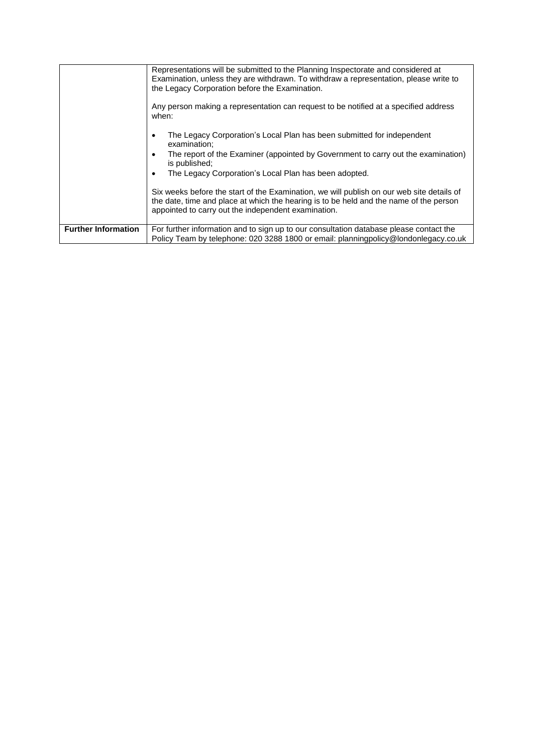| | |
|---|---|
| | Representations will be submitted to the Planning Inspectorate and considered at Examination, unless they are withdrawn. To withdraw a representation, please write to the Legacy Corporation before the Examination.<br><br>Any person making a representation can request to be notified at a specified address when:<br><br>• The Legacy Corporation's Local Plan has been submitted for independent examination;<br>• The report of the Examiner (appointed by Government to carry out the examination) is published;<br>• The Legacy Corporation's Local Plan has been adopted.<br><br>Six weeks before the start of the Examination, we will publish on our web site details of the date, time and place at which the hearing is to be held and the name of the person appointed to carry out the independent examination. |
| **Further Information** | For further information and to sign up to our consultation database please contact the Policy Team by telephone: 020 3288 1800 or email: planningpolicy@londonlegacy.co.uk |